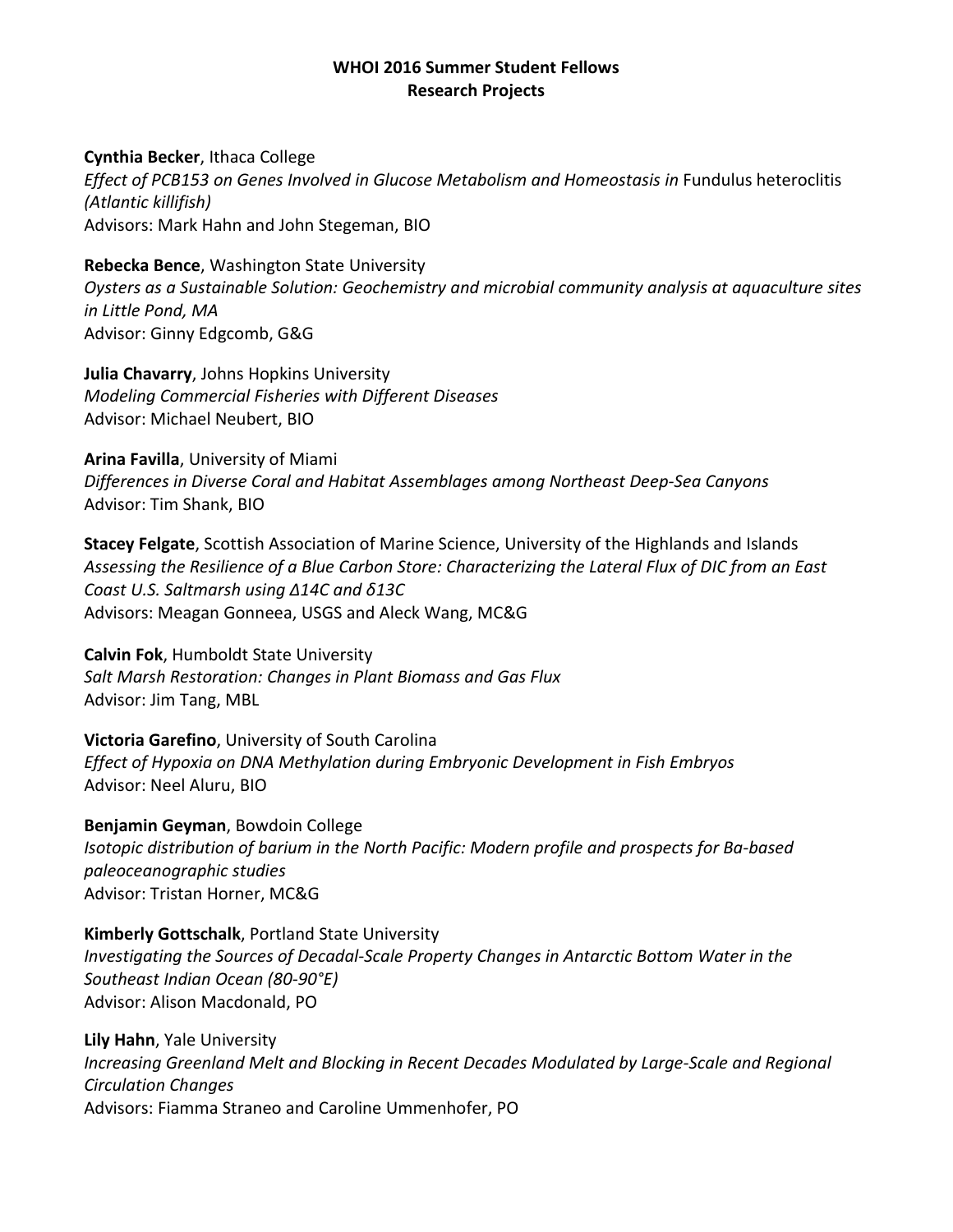# WHOI 2016 Summer Student Fellows
## Research Projects

**Cynthia Becker**, Ithaca College
*Effect of PCB153 on Genes Involved in Glucose Metabolism and Homeostasis in* Fundulus heteroclitis *(Atlantic killifish)*
Advisors: Mark Hahn and John Stegeman, BIO

**Rebecka Bence**, Washington State University
*Oysters as a Sustainable Solution: Geochemistry and microbial community analysis at aquaculture sites in Little Pond, MA*
Advisor: Ginny Edgcomb, G&G

**Julia Chavarry**, Johns Hopkins University
*Modeling Commercial Fisheries with Different Diseases*
Advisor: Michael Neubert, BIO

**Arina Favilla**, University of Miami
*Differences in Diverse Coral and Habitat Assemblages among Northeast Deep-Sea Canyons*
Advisor: Tim Shank, BIO

**Stacey Felgate**, Scottish Association of Marine Science, University of the Highlands and Islands
*Assessing the Resilience of a Blue Carbon Store: Characterizing the Lateral Flux of DIC from an East Coast U.S. Saltmarsh using $\Delta^{14}C$ and $\delta^{13}C$*
Advisors: Meagan Gonneea, USGS and Aleck Wang, MC&G

**Calvin Fok**, Humboldt State University
*Salt Marsh Restoration: Changes in Plant Biomass and Gas Flux*
Advisor: Jim Tang, MBL

**Victoria Garefino**, University of South Carolina
*Effect of Hypoxia on DNA Methylation during Embryonic Development in Fish Embryos*
Advisor: Neel Aluru, BIO

**Benjamin Geyman**, Bowdoin College
*Isotopic distribution of barium in the North Pacific: Modern profile and prospects for Ba-based paleoceanographic studies*
Advisor: Tristan Horner, MC&G

**Kimberly Gottschalk**, Portland State University
*Investigating the Sources of Decadal-Scale Property Changes in Antarctic Bottom Water in the Southeast Indian Ocean (80-90°E)*
Advisor: Alison Macdonald, PO

**Lily Hahn**, Yale University
*Increasing Greenland Melt and Blocking in Recent Decades Modulated by Large-Scale and Regional Circulation Changes*
Advisors: Fiamma Straneo and Caroline Ummenhofer, PO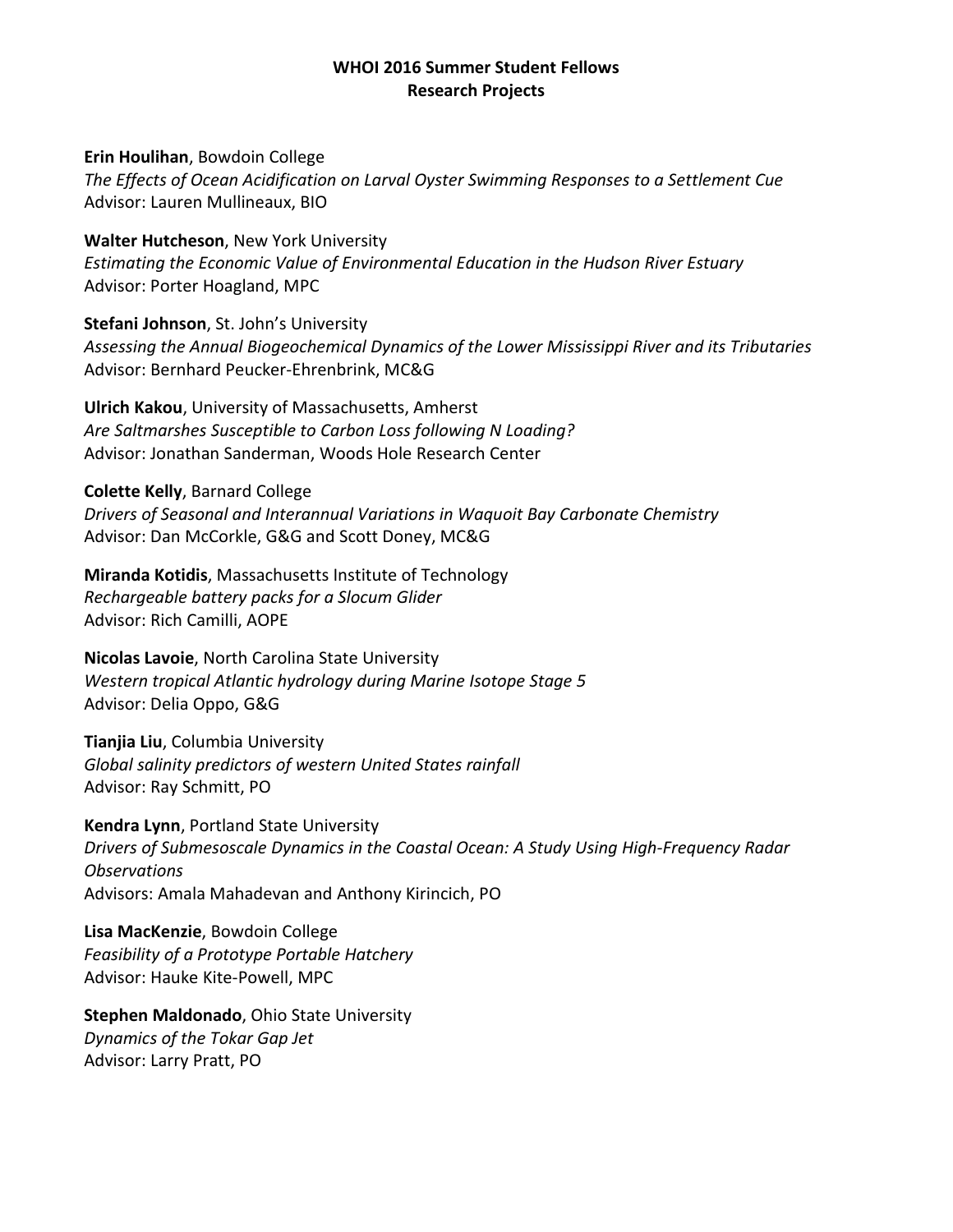**WHOI 2016 Summer Student Fellows**
**Research Projects**

**Erin Houlihan**, Bowdoin College
*The Effects of Ocean Acidification on Larval Oyster Swimming Responses to a Settlement Cue*
Advisor: Lauren Mullineaux, BIO

**Walter Hutcheson**, New York University
*Estimating the Economic Value of Environmental Education in the Hudson River Estuary*
Advisor: Porter Hoagland, MPC

**Stefani Johnson**, St. John's University
*Assessing the Annual Biogeochemical Dynamics of the Lower Mississippi River and its Tributaries*
Advisor: Bernhard Peucker-Ehrenbrink, MC&G

**Ulrich Kakou**, University of Massachusetts, Amherst
*Are Saltmarshes Susceptible to Carbon Loss following N Loading?*
Advisor: Jonathan Sanderman, Woods Hole Research Center

**Colette Kelly**, Barnard College
*Drivers of Seasonal and Interannual Variations in Waquoit Bay Carbonate Chemistry*
Advisor: Dan McCorkle, G&G and Scott Doney, MC&G

**Miranda Kotidis**, Massachusetts Institute of Technology
*Rechargeable battery packs for a Slocum Glider*
Advisor: Rich Camilli, AOPE

**Nicolas Lavoie**, North Carolina State University
*Western tropical Atlantic hydrology during Marine Isotope Stage 5*
Advisor: Delia Oppo, G&G

**Tianjia Liu**, Columbia University
*Global salinity predictors of western United States rainfall*
Advisor: Ray Schmitt, PO

**Kendra Lynn**, Portland State University
*Drivers of Submesoscale Dynamics in the Coastal Ocean: A Study Using High-Frequency Radar Observations*
Advisors: Amala Mahadevan and Anthony Kirincich, PO

**Lisa MacKenzie**, Bowdoin College
*Feasibility of a Prototype Portable Hatchery*
Advisor: Hauke Kite-Powell, MPC

**Stephen Maldonado**, Ohio State University
*Dynamics of the Tokar Gap Jet*
Advisor: Larry Pratt, PO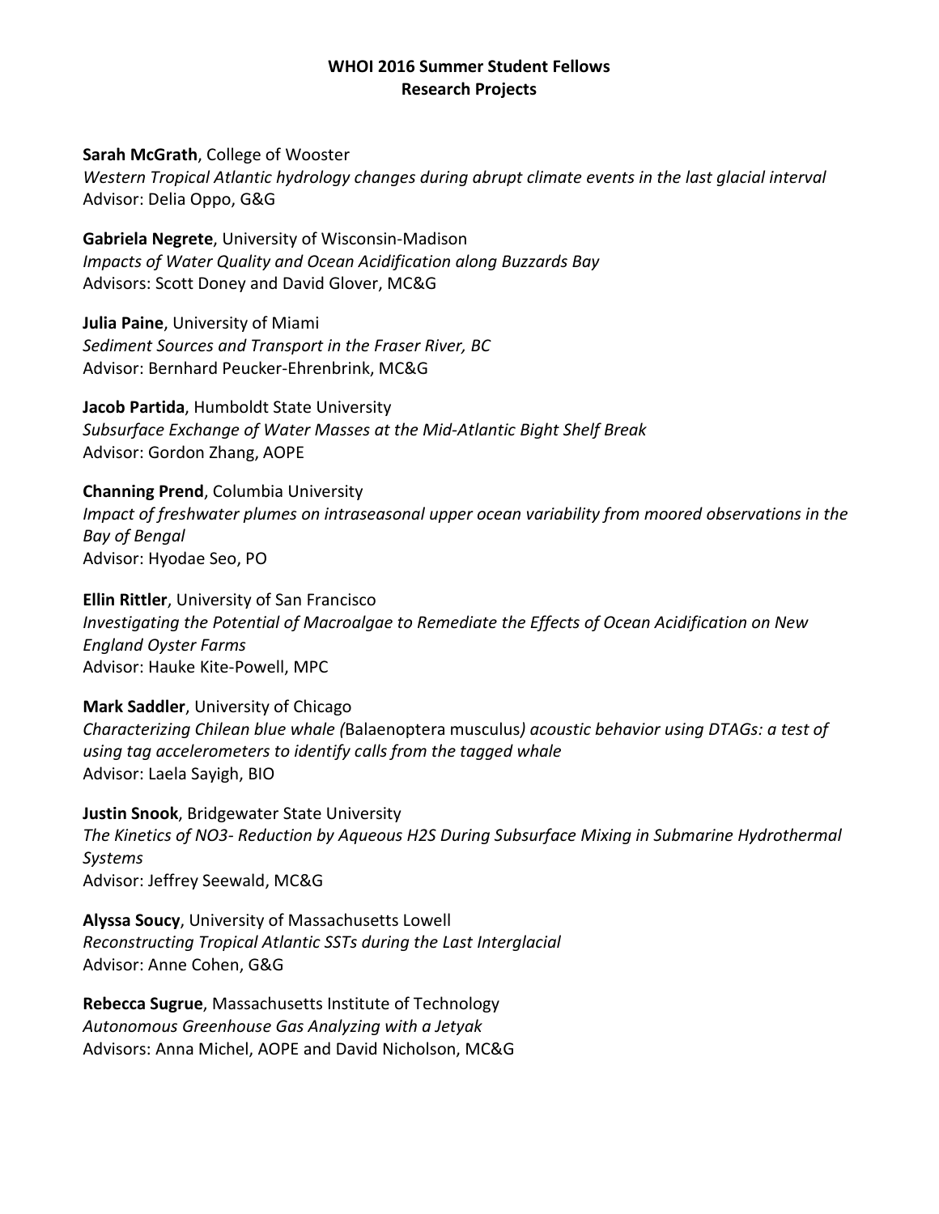**WHOI 2016 Summer Student Fellows**
**Research Projects**

**Sarah McGrath**, College of Wooster
*Western Tropical Atlantic hydrology changes during abrupt climate events in the last glacial interval*
Advisor: Delia Oppo, G&G

**Gabriela Negrete**, University of Wisconsin-Madison
*Impacts of Water Quality and Ocean Acidification along Buzzards Bay*
Advisors: Scott Doney and David Glover, MC&G

**Julia Paine**, University of Miami
*Sediment Sources and Transport in the Fraser River, BC*
Advisor: Bernhard Peucker-Ehrenbrink, MC&G

**Jacob Partida**, Humboldt State University
*Subsurface Exchange of Water Masses at the Mid-Atlantic Bight Shelf Break*
Advisor: Gordon Zhang, AOPE

**Channing Prend**, Columbia University
*Impact of freshwater plumes on intraseasonal upper ocean variability from moored observations in the Bay of Bengal*
Advisor: Hyodae Seo, PO

**Ellin Rittler**, University of San Francisco
*Investigating the Potential of Macroalgae to Remediate the Effects of Ocean Acidification on New England Oyster Farms*
Advisor: Hauke Kite-Powell, MPC

**Mark Saddler**, University of Chicago
*Characterizing Chilean blue whale (*Balaenoptera musculus*) acoustic behavior using DTAGs: a test of using tag accelerometers to identify calls from the tagged whale*
Advisor: Laela Sayigh, BIO

**Justin Snook**, Bridgewater State University
*The Kinetics of $NO_3^-$ Reduction by Aqueous $H_2S$ During Subsurface Mixing in Submarine Hydrothermal Systems*
Advisor: Jeffrey Seewald, MC&G

**Alyssa Soucy**, University of Massachusetts Lowell
*Reconstructing Tropical Atlantic SSTs during the Last Interglacial*
Advisor: Anne Cohen, G&G

**Rebecca Sugrue**, Massachusetts Institute of Technology
*Autonomous Greenhouse Gas Analyzing with a Jetyak*
Advisors: Anna Michel, AOPE and David Nicholson, MC&G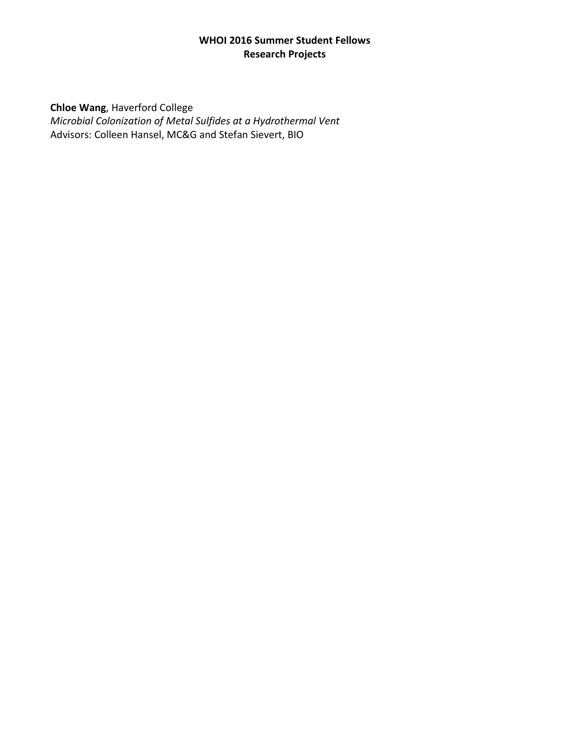**WHOI 2016 Summer Student Fellows**
**Research Projects**

**Chloe Wang**, Haverford College
*Microbial Colonization of Metal Sulfides at a Hydrothermal Vent*
Advisors: Colleen Hansel, MC&G and Stefan Sievert, BIO